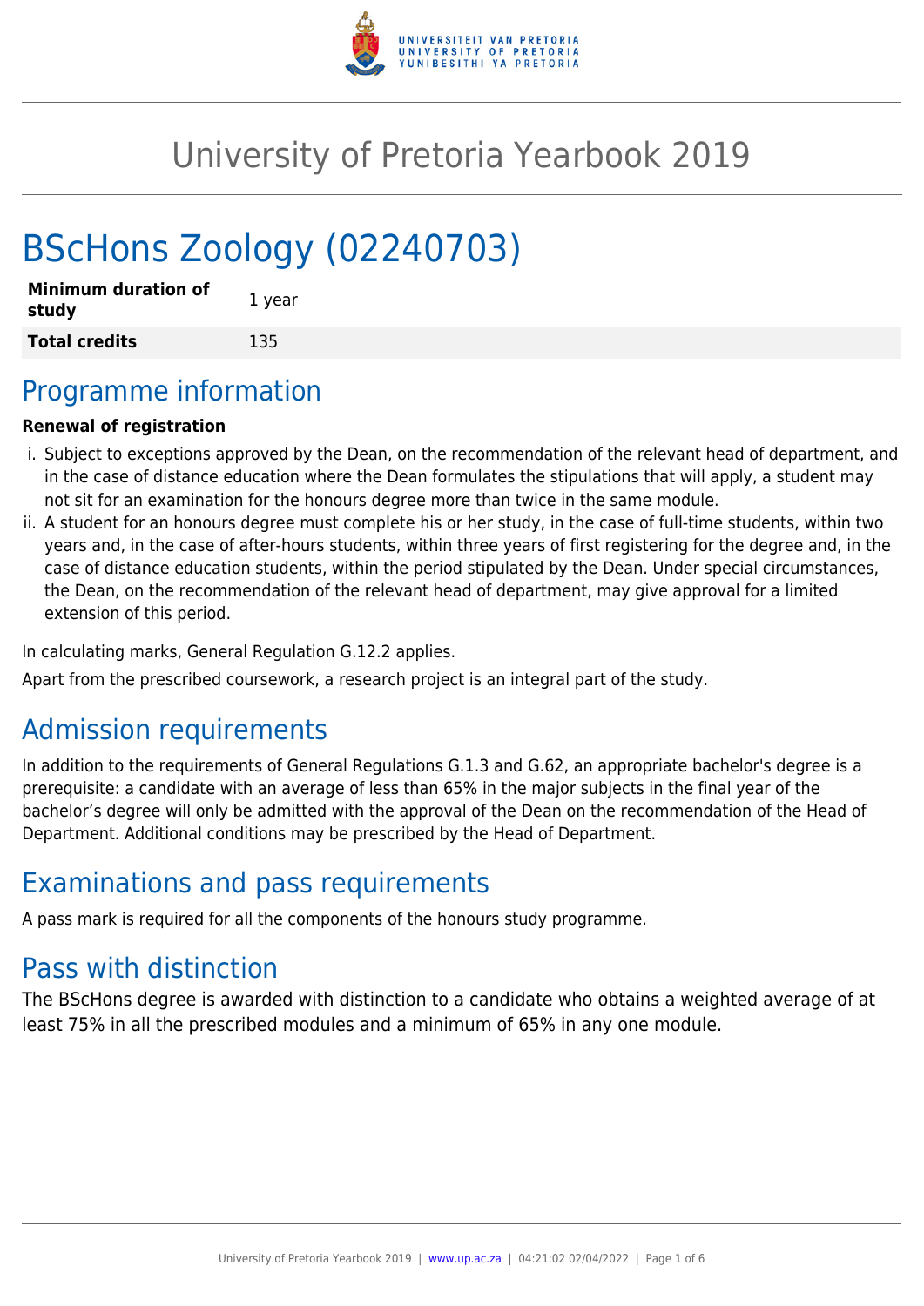# University of Pretoria Yearbook 2019

# BScHons Zoology (02240703)

| **Minimum duration of study** | 1 year |
|---|---|
| **Total credits** | 135 |

## Programme information

**Renewal of registration**

i. Subject to exceptions approved by the Dean, on the recommendation of the relevant head of department, and in the case of distance education where the Dean formulates the stipulations that will apply, a student may not sit for an examination for the honours degree more than twice in the same module.

ii. A student for an honours degree must complete his or her study, in the case of full-time students, within two years and, in the case of after-hours students, within three years of first registering for the degree and, in the case of distance education students, within the period stipulated by the Dean. Under special circumstances, the Dean, on the recommendation of the relevant head of department, may give approval for a limited extension of this period.

In calculating marks, General Regulation G.12.2 applies.

Apart from the prescribed coursework, a research project is an integral part of the study.

## Admission requirements

In addition to the requirements of General Regulations G.1.3 and G.62, an appropriate bachelor's degree is a prerequisite: a candidate with an average of less than 65% in the major subjects in the final year of the bachelor's degree will only be admitted with the approval of the Dean on the recommendation of the Head of Department. Additional conditions may be prescribed by the Head of Department.

## Examinations and pass requirements

A pass mark is required for all the components of the honours study programme.

## Pass with distinction

The BScHons degree is awarded with distinction to a candidate who obtains a weighted average of at least 75% in all the prescribed modules and a minimum of 65% in any one module.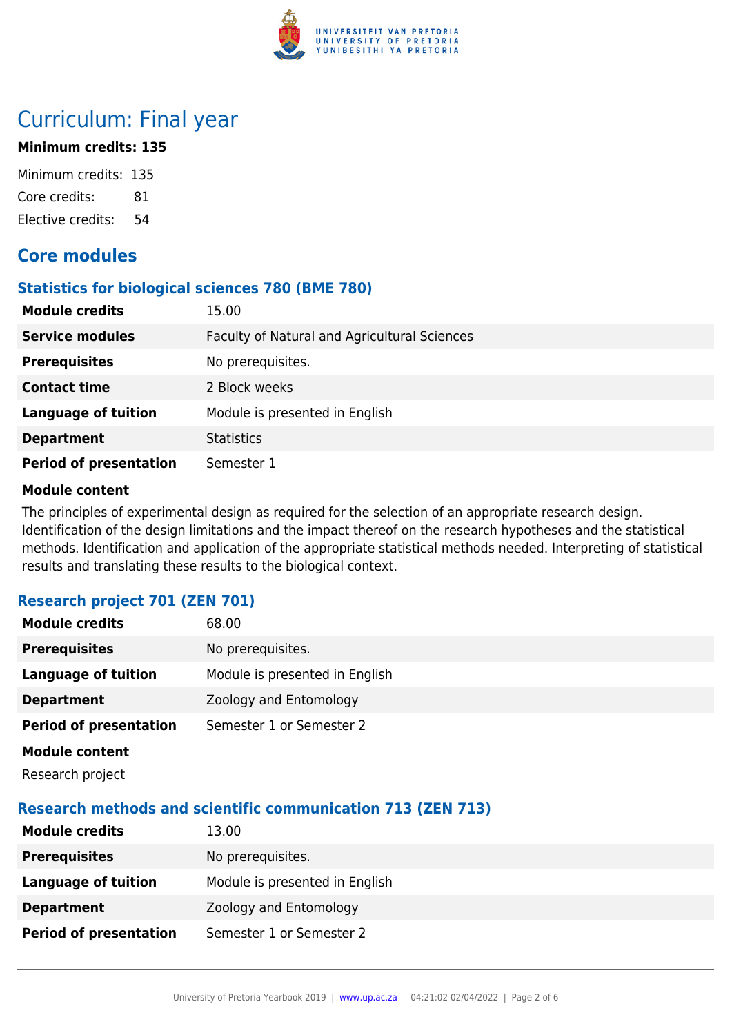# Curriculum: Final year

**Minimum credits: 135**

Minimum credits: 135
Core credits: 81
Elective credits: 54

## Core modules

### Statistics for biological sciences 780 (BME 780)

| | |
|---|---|
| **Module credits** | 15.00 |
| **Service modules** | Faculty of Natural and Agricultural Sciences |
| **Prerequisites** | No prerequisites. |
| **Contact time** | 2 Block weeks |
| **Language of tuition** | Module is presented in English |
| **Department** | Statistics |
| **Period of presentation** | Semester 1 |

**Module content**

The principles of experimental design as required for the selection of an appropriate research design. Identification of the design limitations and the impact thereof on the research hypotheses and the statistical methods. Identification and application of the appropriate statistical methods needed. Interpreting of statistical results and translating these results to the biological context.

### Research project 701 (ZEN 701)

| | |
|---|---|
| **Module credits** | 68.00 |
| **Prerequisites** | No prerequisites. |
| **Language of tuition** | Module is presented in English |
| **Department** | Zoology and Entomology |
| **Period of presentation** | Semester 1 or Semester 2 |

**Module content**

Research project

### Research methods and scientific communication 713 (ZEN 713)

| | |
|---|---|
| **Module credits** | 13.00 |
| **Prerequisites** | No prerequisites. |
| **Language of tuition** | Module is presented in English |
| **Department** | Zoology and Entomology |
| **Period of presentation** | Semester 1 or Semester 2 |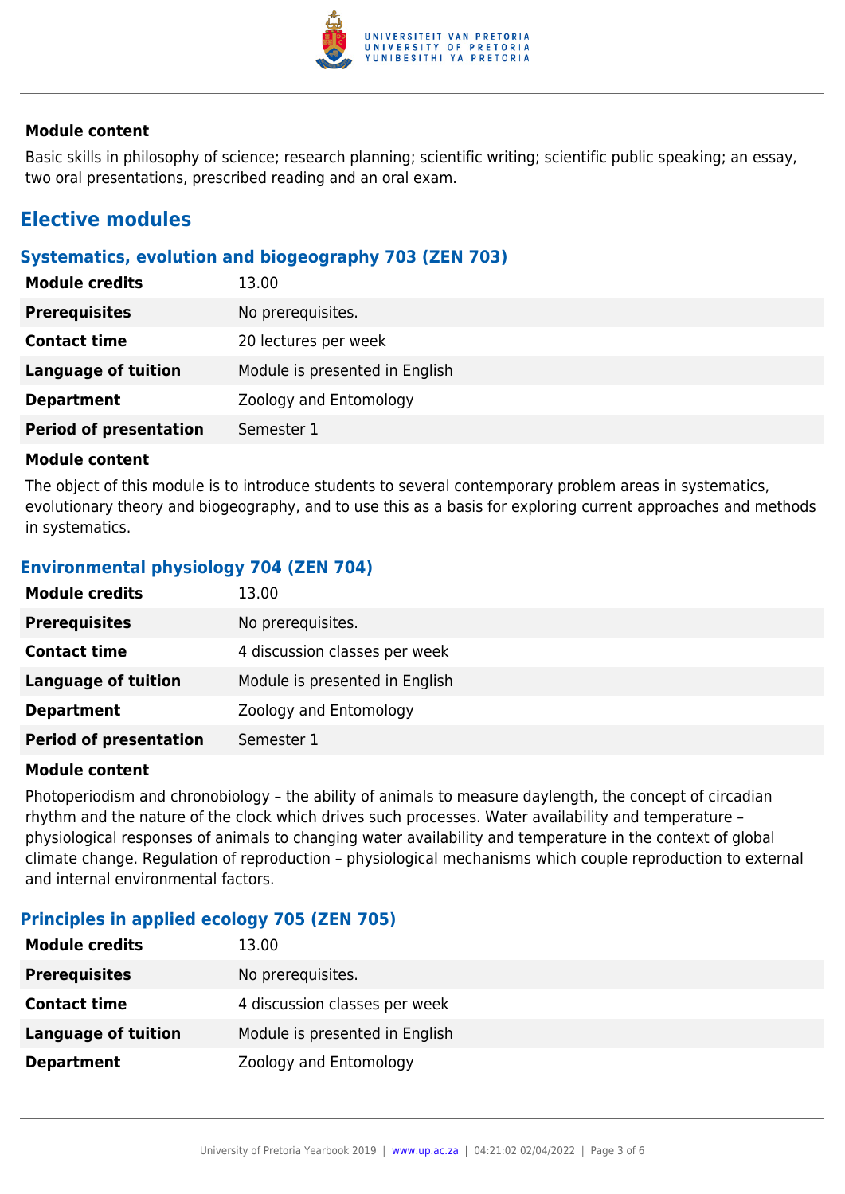**Module content**

Basic skills in philosophy of science; research planning; scientific writing; scientific public speaking; an essay, two oral presentations, prescribed reading and an oral exam.

## Elective modules

### Systematics, evolution and biogeography 703 (ZEN 703)

| | |
|---|---|
| **Module credits** | 13.00 |
| **Prerequisites** | No prerequisites. |
| **Contact time** | 20 lectures per week |
| **Language of tuition** | Module is presented in English |
| **Department** | Zoology and Entomology |
| **Period of presentation** | Semester 1 |

**Module content**

The object of this module is to introduce students to several contemporary problem areas in systematics, evolutionary theory and biogeography, and to use this as a basis for exploring current approaches and methods in systematics.

### Environmental physiology 704 (ZEN 704)

| | |
|---|---|
| **Module credits** | 13.00 |
| **Prerequisites** | No prerequisites. |
| **Contact time** | 4 discussion classes per week |
| **Language of tuition** | Module is presented in English |
| **Department** | Zoology and Entomology |
| **Period of presentation** | Semester 1 |

**Module content**

Photoperiodism and chronobiology – the ability of animals to measure daylength, the concept of circadian rhythm and the nature of the clock which drives such processes. Water availability and temperature – physiological responses of animals to changing water availability and temperature in the context of global climate change. Regulation of reproduction – physiological mechanisms which couple reproduction to external and internal environmental factors.

### Principles in applied ecology 705 (ZEN 705)

| | |
|---|---|
| **Module credits** | 13.00 |
| **Prerequisites** | No prerequisites. |
| **Contact time** | 4 discussion classes per week |
| **Language of tuition** | Module is presented in English |
| **Department** | Zoology and Entomology |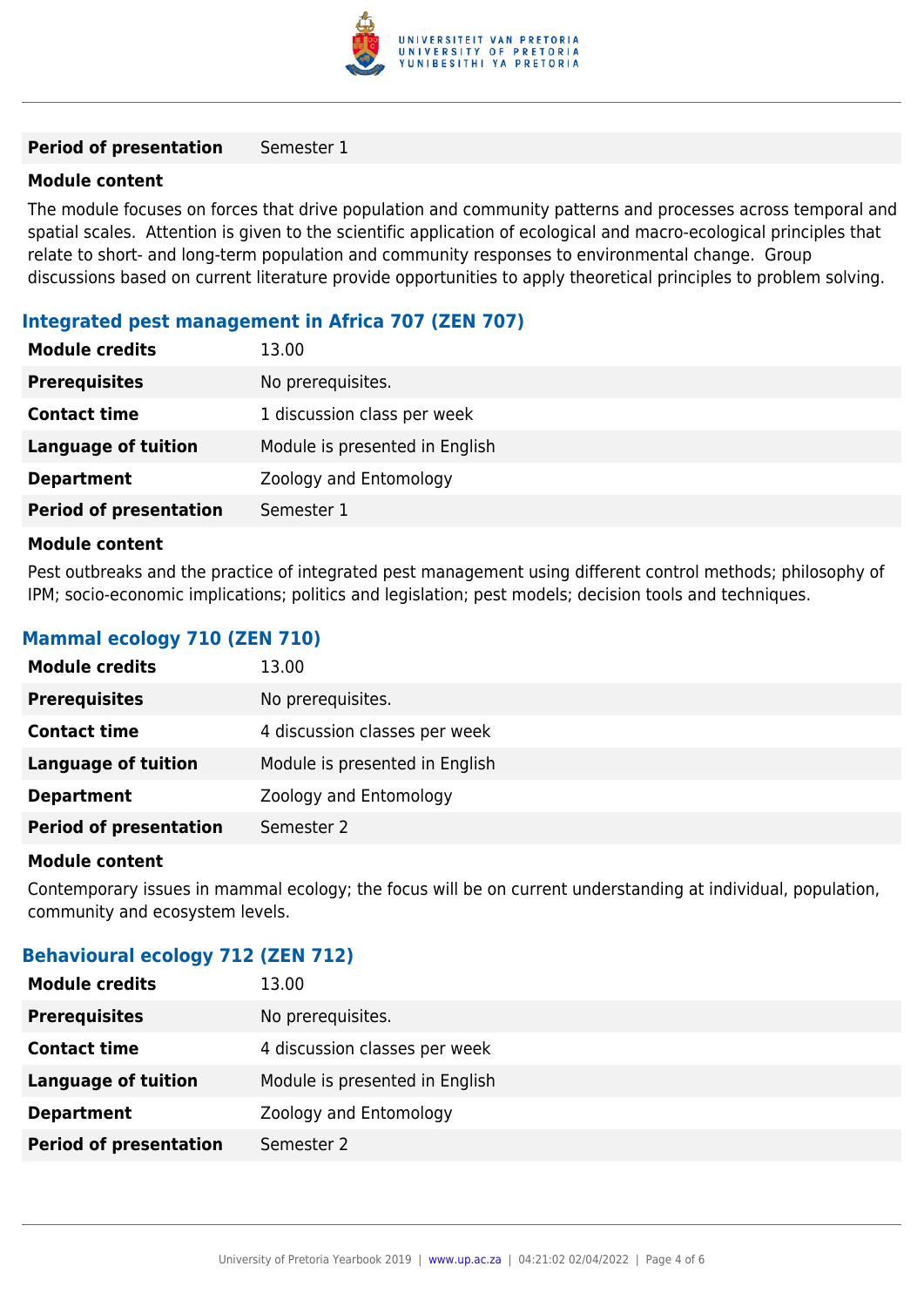| | |
|---|---|
| **Period of presentation** | Semester 1 |

**Module content**

The module focuses on forces that drive population and community patterns and processes across temporal and spatial scales. Attention is given to the scientific application of ecological and macro-ecological principles that relate to short- and long-term population and community responses to environmental change. Group discussions based on current literature provide opportunities to apply theoretical principles to problem solving.

### Integrated pest management in Africa 707 (ZEN 707)

| | |
|---|---|
| **Module credits** | 13.00 |
| **Prerequisites** | No prerequisites. |
| **Contact time** | 1 discussion class per week |
| **Language of tuition** | Module is presented in English |
| **Department** | Zoology and Entomology |
| **Period of presentation** | Semester 1 |

**Module content**

Pest outbreaks and the practice of integrated pest management using different control methods; philosophy of IPM; socio-economic implications; politics and legislation; pest models; decision tools and techniques.

### Mammal ecology 710 (ZEN 710)

| | |
|---|---|
| **Module credits** | 13.00 |
| **Prerequisites** | No prerequisites. |
| **Contact time** | 4 discussion classes per week |
| **Language of tuition** | Module is presented in English |
| **Department** | Zoology and Entomology |
| **Period of presentation** | Semester 2 |

**Module content**

Contemporary issues in mammal ecology; the focus will be on current understanding at individual, population, community and ecosystem levels.

### Behavioural ecology 712 (ZEN 712)

| | |
|---|---|
| **Module credits** | 13.00 |
| **Prerequisites** | No prerequisites. |
| **Contact time** | 4 discussion classes per week |
| **Language of tuition** | Module is presented in English |
| **Department** | Zoology and Entomology |
| **Period of presentation** | Semester 2 |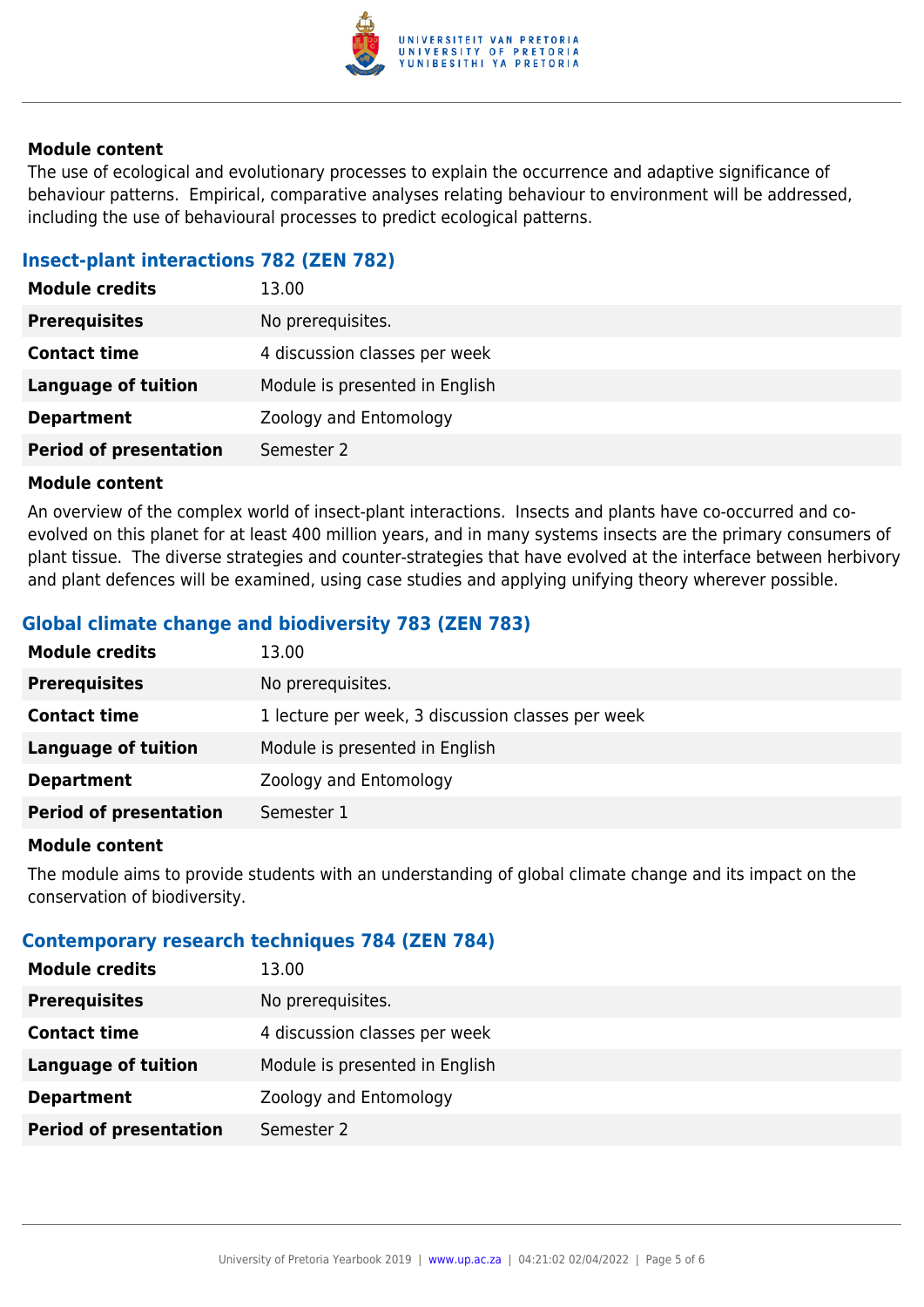**Module content**

The use of ecological and evolutionary processes to explain the occurrence and adaptive significance of behaviour patterns. Empirical, comparative analyses relating behaviour to environment will be addressed, including the use of behavioural processes to predict ecological patterns.

### Insect-plant interactions 782 (ZEN 782)

| | |
|---|---|
| **Module credits** | 13.00 |
| **Prerequisites** | No prerequisites. |
| **Contact time** | 4 discussion classes per week |
| **Language of tuition** | Module is presented in English |
| **Department** | Zoology and Entomology |
| **Period of presentation** | Semester 2 |

**Module content**

An overview of the complex world of insect-plant interactions. Insects and plants have co-occurred and co-evolved on this planet for at least 400 million years, and in many systems insects are the primary consumers of plant tissue. The diverse strategies and counter-strategies that have evolved at the interface between herbivory and plant defences will be examined, using case studies and applying unifying theory wherever possible.

### Global climate change and biodiversity 783 (ZEN 783)

| | |
|---|---|
| **Module credits** | 13.00 |
| **Prerequisites** | No prerequisites. |
| **Contact time** | 1 lecture per week, 3 discussion classes per week |
| **Language of tuition** | Module is presented in English |
| **Department** | Zoology and Entomology |
| **Period of presentation** | Semester 1 |

**Module content**

The module aims to provide students with an understanding of global climate change and its impact on the conservation of biodiversity.

### Contemporary research techniques 784 (ZEN 784)

| | |
|---|---|
| **Module credits** | 13.00 |
| **Prerequisites** | No prerequisites. |
| **Contact time** | 4 discussion classes per week |
| **Language of tuition** | Module is presented in English |
| **Department** | Zoology and Entomology |
| **Period of presentation** | Semester 2 |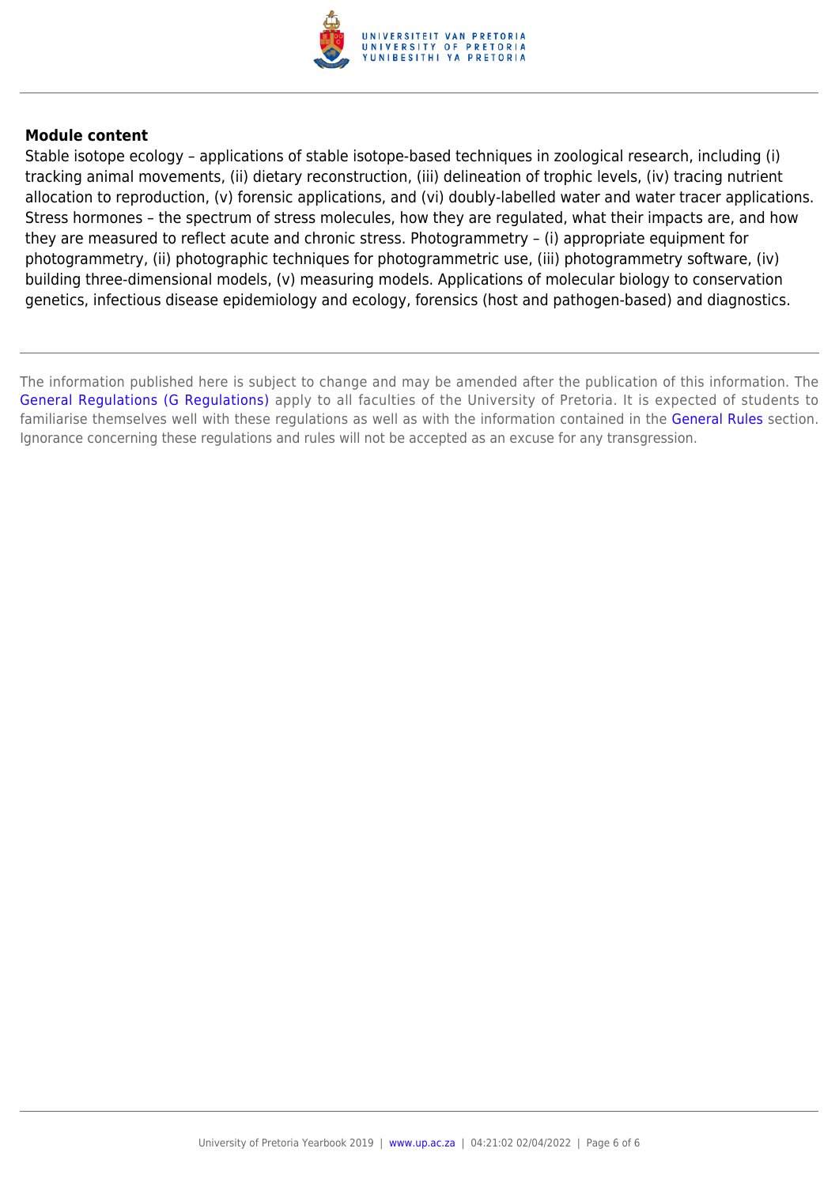**Module content**

Stable isotope ecology – applications of stable isotope-based techniques in zoological research, including (i) tracking animal movements, (ii) dietary reconstruction, (iii) delineation of trophic levels, (iv) tracing nutrient allocation to reproduction, (v) forensic applications, and (vi) doubly-labelled water and water tracer applications. Stress hormones – the spectrum of stress molecules, how they are regulated, what their impacts are, and how they are measured to reflect acute and chronic stress. Photogrammetry – (i) appropriate equipment for photogrammetry, (ii) photographic techniques for photogrammetric use, (iii) photogrammetry software, (iv) building three-dimensional models, (v) measuring models. Applications of molecular biology to conservation genetics, infectious disease epidemiology and ecology, forensics (host and pathogen-based) and diagnostics.

---

The information published here is subject to change and may be amended after the publication of this information. The General Regulations (G Regulations) apply to all faculties of the University of Pretoria. It is expected of students to familiarise themselves well with these regulations as well as with the information contained in the General Rules section. Ignorance concerning these regulations and rules will not be accepted as an excuse for any transgression.